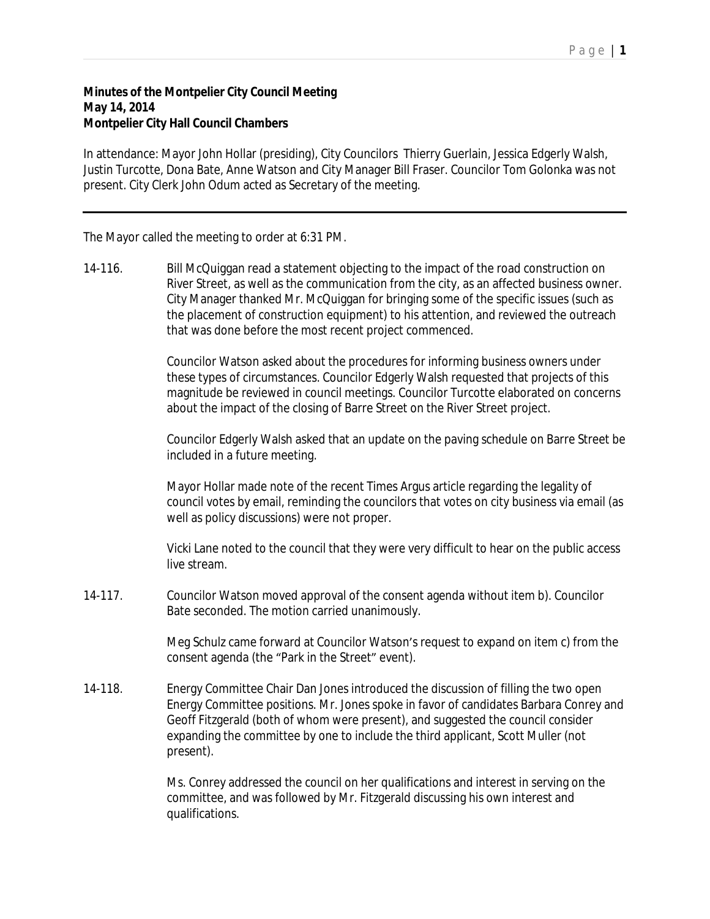**Minutes of the Montpelier City Council Meeting**
**May 14, 2014**
**Montpelier City Hall Council Chambers**

In attendance: Mayor John Hollar (presiding), City Councilors Thierry Guerlain, Jessica Edgerly Walsh, Justin Turcotte, Dona Bate, Anne Watson and City Manager Bill Fraser. Councilor Tom Golonka was not present. City Clerk John Odum acted as Secretary of the meeting.

---

The Mayor called the meeting to order at 6:31 PM.

14-116. Bill McQuiggan read a statement objecting to the impact of the road construction on River Street, as well as the communication from the city, as an affected business owner. City Manager thanked Mr. McQuiggan for bringing some of the specific issues (such as the placement of construction equipment) to his attention, and reviewed the outreach that was done before the most recent project commenced.

Councilor Watson asked about the procedures for informing business owners under these types of circumstances. Councilor Edgerly Walsh requested that projects of this magnitude be reviewed in council meetings. Councilor Turcotte elaborated on concerns about the impact of the closing of Barre Street on the River Street project.

Councilor Edgerly Walsh asked that an update on the paving schedule on Barre Street be included in a future meeting.

Mayor Hollar made note of the recent Times Argus article regarding the legality of council votes by email, reminding the councilors that votes on city business via email (as well as policy discussions) were not proper.

Vicki Lane noted to the council that they were very difficult to hear on the public access live stream.

14-117. Councilor Watson moved approval of the consent agenda without item b). Councilor Bate seconded. The motion carried unanimously.

Meg Schulz came forward at Councilor Watson's request to expand on item c) from the consent agenda (the "Park in the Street" event).

14-118. Energy Committee Chair Dan Jones introduced the discussion of filling the two open Energy Committee positions. Mr. Jones spoke in favor of candidates Barbara Conrey and Geoff Fitzgerald (both of whom were present), and suggested the council consider expanding the committee by one to include the third applicant, Scott Muller (not present).

Ms. Conrey addressed the council on her qualifications and interest in serving on the committee, and was followed by Mr. Fitzgerald discussing his own interest and qualifications.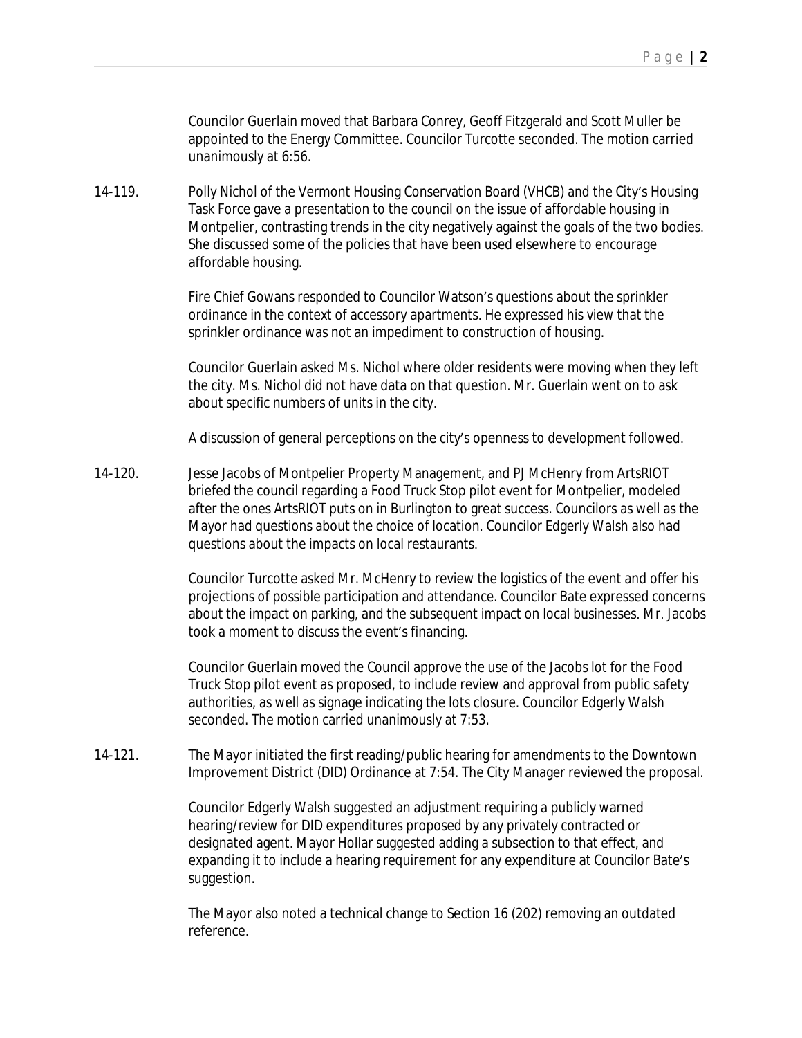Councilor Guerlain moved that Barbara Conrey, Geoff Fitzgerald and Scott Muller be appointed to the Energy Committee. Councilor Turcotte seconded. The motion carried unanimously at 6:56.

14-119. Polly Nichol of the Vermont Housing Conservation Board (VHCB) and the City's Housing Task Force gave a presentation to the council on the issue of affordable housing in Montpelier, contrasting trends in the city negatively against the goals of the two bodies. She discussed some of the policies that have been used elsewhere to encourage affordable housing.

Fire Chief Gowans responded to Councilor Watson's questions about the sprinkler ordinance in the context of accessory apartments. He expressed his view that the sprinkler ordinance was not an impediment to construction of housing.

Councilor Guerlain asked Ms. Nichol where older residents were moving when they left the city. Ms. Nichol did not have data on that question. Mr. Guerlain went on to ask about specific numbers of units in the city.

A discussion of general perceptions on the city's openness to development followed.

14-120. Jesse Jacobs of Montpelier Property Management, and PJ McHenry from ArtsRIOT briefed the council regarding a Food Truck Stop pilot event for Montpelier, modeled after the ones ArtsRIOT puts on in Burlington to great success. Councilors as well as the Mayor had questions about the choice of location. Councilor Edgerly Walsh also had questions about the impacts on local restaurants.

Councilor Turcotte asked Mr. McHenry to review the logistics of the event and offer his projections of possible participation and attendance. Councilor Bate expressed concerns about the impact on parking, and the subsequent impact on local businesses. Mr. Jacobs took a moment to discuss the event's financing.

Councilor Guerlain moved the Council approve the use of the Jacobs lot for the Food Truck Stop pilot event as proposed, to include review and approval from public safety authorities, as well as signage indicating the lots closure. Councilor Edgerly Walsh seconded. The motion carried unanimously at 7:53.

14-121. The Mayor initiated the first reading/public hearing for amendments to the Downtown Improvement District (DID) Ordinance at 7:54. The City Manager reviewed the proposal.

Councilor Edgerly Walsh suggested an adjustment requiring a publicly warned hearing/review for DID expenditures proposed by any privately contracted or designated agent. Mayor Hollar suggested adding a subsection to that effect, and expanding it to include a hearing requirement for any expenditure at Councilor Bate's suggestion.

The Mayor also noted a technical change to Section 16 (202) removing an outdated reference.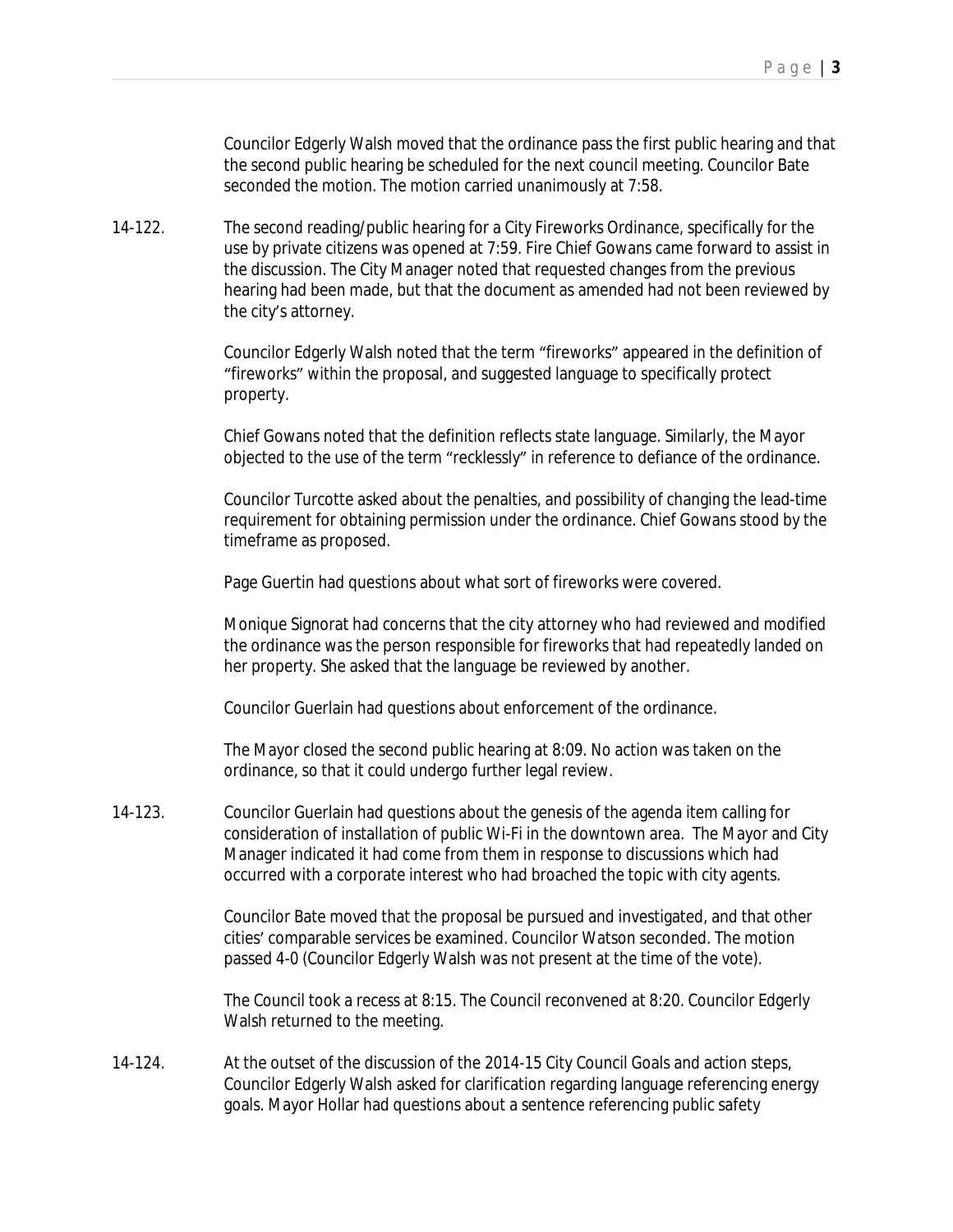Councilor Edgerly Walsh moved that the ordinance pass the first public hearing and that the second public hearing be scheduled for the next council meeting. Councilor Bate seconded the motion. The motion carried unanimously at 7:58.

14-122. The second reading/public hearing for a City Fireworks Ordinance, specifically for the use by private citizens was opened at 7:59. Fire Chief Gowans came forward to assist in the discussion. The City Manager noted that requested changes from the previous hearing had been made, but that the document as amended had not been reviewed by the city's attorney.

Councilor Edgerly Walsh noted that the term "fireworks" appeared in the definition of "fireworks" within the proposal, and suggested language to specifically protect property.

Chief Gowans noted that the definition reflects state language. Similarly, the Mayor objected to the use of the term "recklessly" in reference to defiance of the ordinance.

Councilor Turcotte asked about the penalties, and possibility of changing the lead-time requirement for obtaining permission under the ordinance. Chief Gowans stood by the timeframe as proposed.

Page Guertin had questions about what sort of fireworks were covered.

Monique Signorat had concerns that the city attorney who had reviewed and modified the ordinance was the person responsible for fireworks that had repeatedly landed on her property. She asked that the language be reviewed by another.

Councilor Guerlain had questions about enforcement of the ordinance.

The Mayor closed the second public hearing at 8:09. No action was taken on the ordinance, so that it could undergo further legal review.

14-123. Councilor Guerlain had questions about the genesis of the agenda item calling for consideration of installation of public Wi-Fi in the downtown area. The Mayor and City Manager indicated it had come from them in response to discussions which had occurred with a corporate interest who had broached the topic with city agents.

Councilor Bate moved that the proposal be pursued and investigated, and that other cities' comparable services be examined. Councilor Watson seconded. The motion passed 4-0 (Councilor Edgerly Walsh was not present at the time of the vote).

The Council took a recess at 8:15. The Council reconvened at 8:20. Councilor Edgerly Walsh returned to the meeting.

14-124. At the outset of the discussion of the 2014-15 City Council Goals and action steps, Councilor Edgerly Walsh asked for clarification regarding language referencing energy goals. Mayor Hollar had questions about a sentence referencing public safety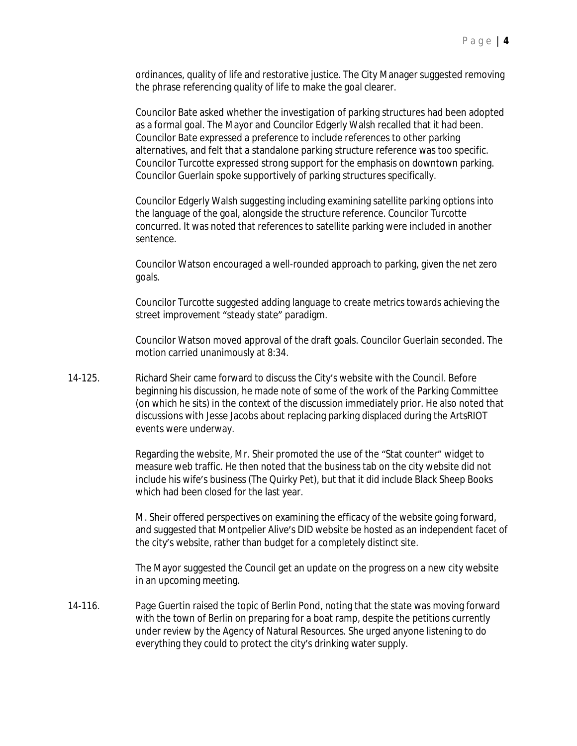ordinances, quality of life and restorative justice. The City Manager suggested removing the phrase referencing quality of life to make the goal clearer.

Councilor Bate asked whether the investigation of parking structures had been adopted as a formal goal. The Mayor and Councilor Edgerly Walsh recalled that it had been. Councilor Bate expressed a preference to include references to other parking alternatives, and felt that a standalone parking structure reference was too specific. Councilor Turcotte expressed strong support for the emphasis on downtown parking. Councilor Guerlain spoke supportively of parking structures specifically.

Councilor Edgerly Walsh suggesting including examining satellite parking options into the language of the goal, alongside the structure reference. Councilor Turcotte concurred. It was noted that references to satellite parking were included in another sentence.

Councilor Watson encouraged a well-rounded approach to parking, given the net zero goals.

Councilor Turcotte suggested adding language to create metrics towards achieving the street improvement "steady state" paradigm.

Councilor Watson moved approval of the draft goals. Councilor Guerlain seconded. The motion carried unanimously at 8:34.

14-125. Richard Sheir came forward to discuss the City's website with the Council. Before beginning his discussion, he made note of some of the work of the Parking Committee (on which he sits) in the context of the discussion immediately prior. He also noted that discussions with Jesse Jacobs about replacing parking displaced during the ArtsRIOT events were underway.

Regarding the website, Mr. Sheir promoted the use of the "Stat counter" widget to measure web traffic. He then noted that the business tab on the city website did not include his wife's business (The Quirky Pet), but that it did include Black Sheep Books which had been closed for the last year.

M. Sheir offered perspectives on examining the efficacy of the website going forward, and suggested that Montpelier Alive's DID website be hosted as an independent facet of the city's website, rather than budget for a completely distinct site.

The Mayor suggested the Council get an update on the progress on a new city website in an upcoming meeting.

14-116. Page Guertin raised the topic of Berlin Pond, noting that the state was moving forward with the town of Berlin on preparing for a boat ramp, despite the petitions currently under review by the Agency of Natural Resources. She urged anyone listening to do everything they could to protect the city's drinking water supply.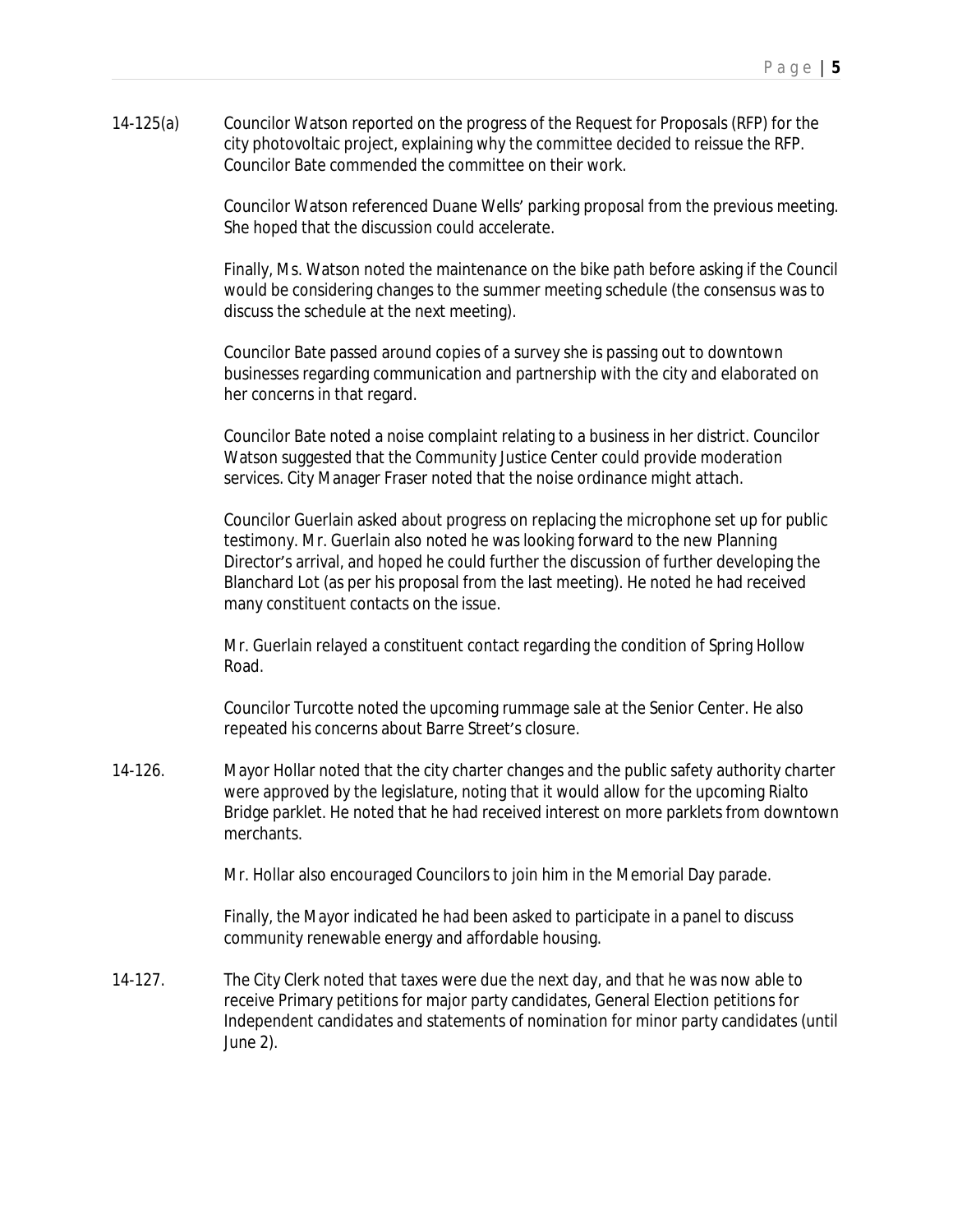14-125(a) Councilor Watson reported on the progress of the Request for Proposals (RFP) for the city photovoltaic project, explaining why the committee decided to reissue the RFP. Councilor Bate commended the committee on their work.

Councilor Watson referenced Duane Wells' parking proposal from the previous meeting. She hoped that the discussion could accelerate.

Finally, Ms. Watson noted the maintenance on the bike path before asking if the Council would be considering changes to the summer meeting schedule (the consensus was to discuss the schedule at the next meeting).

Councilor Bate passed around copies of a survey she is passing out to downtown businesses regarding communication and partnership with the city and elaborated on her concerns in that regard.

Councilor Bate noted a noise complaint relating to a business in her district. Councilor Watson suggested that the Community Justice Center could provide moderation services. City Manager Fraser noted that the noise ordinance might attach.

Councilor Guerlain asked about progress on replacing the microphone set up for public testimony. Mr. Guerlain also noted he was looking forward to the new Planning Director's arrival, and hoped he could further the discussion of further developing the Blanchard Lot (as per his proposal from the last meeting). He noted he had received many constituent contacts on the issue.

Mr. Guerlain relayed a constituent contact regarding the condition of Spring Hollow Road.

Councilor Turcotte noted the upcoming rummage sale at the Senior Center. He also repeated his concerns about Barre Street's closure.

14-126. Mayor Hollar noted that the city charter changes and the public safety authority charter were approved by the legislature, noting that it would allow for the upcoming Rialto Bridge parklet. He noted that he had received interest on more parklets from downtown merchants.

Mr. Hollar also encouraged Councilors to join him in the Memorial Day parade.

Finally, the Mayor indicated he had been asked to participate in a panel to discuss community renewable energy and affordable housing.

14-127. The City Clerk noted that taxes were due the next day, and that he was now able to receive Primary petitions for major party candidates, General Election petitions for Independent candidates and statements of nomination for minor party candidates (until June 2).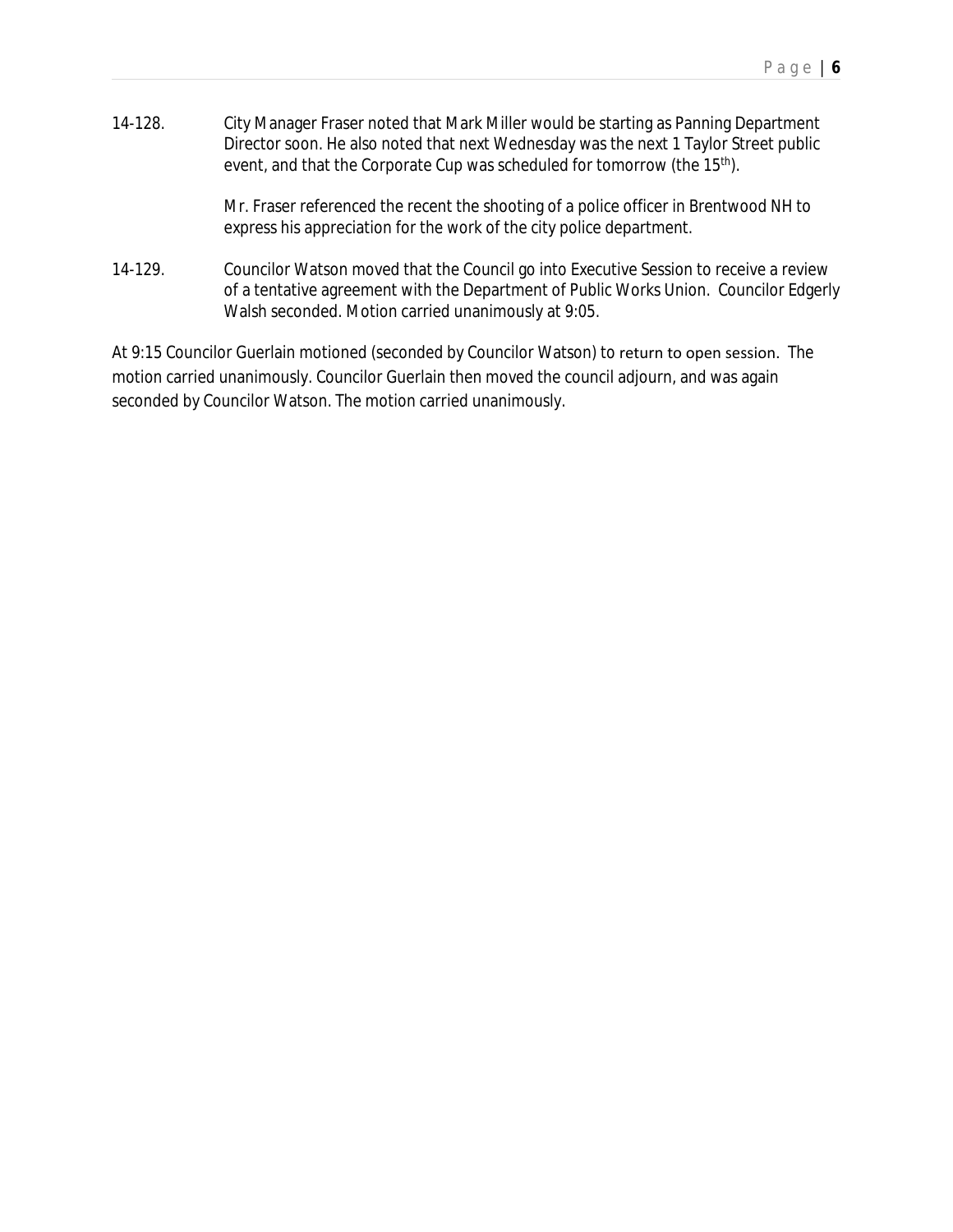14-128. City Manager Fraser noted that Mark Miller would be starting as Panning Department Director soon. He also noted that next Wednesday was the next 1 Taylor Street public event, and that the Corporate Cup was scheduled for tomorrow (the 15th).

Mr. Fraser referenced the recent the shooting of a police officer in Brentwood NH to express his appreciation for the work of the city police department.

14-129. Councilor Watson moved that the Council go into Executive Session to receive a review of a tentative agreement with the Department of Public Works Union. Councilor Edgerly Walsh seconded. Motion carried unanimously at 9:05.

At 9:15 Councilor Guerlain motioned (seconded by Councilor Watson) to return to open session. The motion carried unanimously. Councilor Guerlain then moved the council adjourn, and was again seconded by Councilor Watson. The motion carried unanimously.